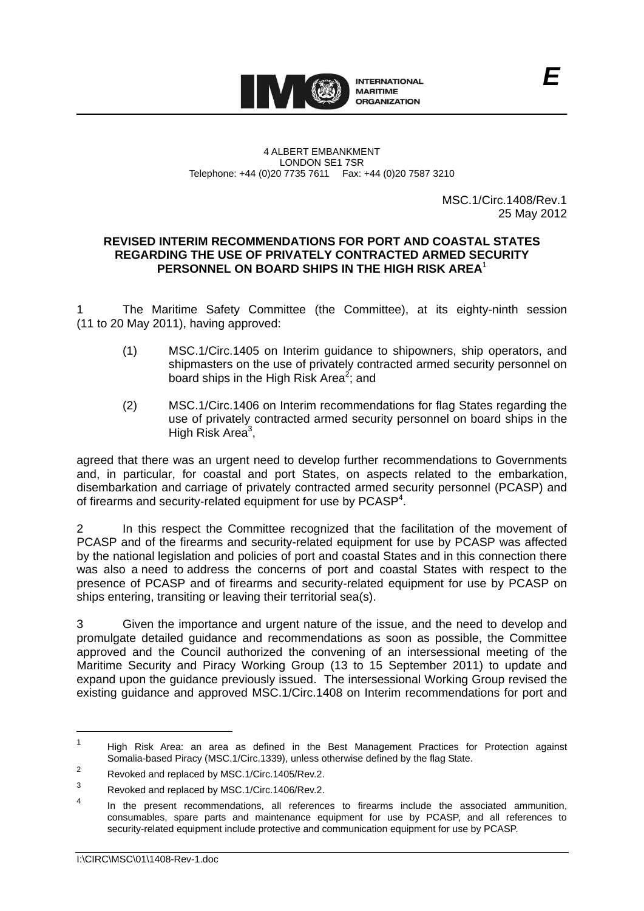4 ALBERT EMBANKMENT
LONDON SE1 7SR
Telephone: +44 (0)20 7735 7611 Fax: +44 (0)20 7587 3210

MSC.1/Circ.1408/Rev.1
25 May 2012

**REVISED INTERIM RECOMMENDATIONS FOR PORT AND COASTAL STATES REGARDING THE USE OF PRIVATELY CONTRACTED ARMED SECURITY PERSONNEL ON BOARD SHIPS IN THE HIGH RISK AREA[1]**

1 The Maritime Safety Committee (the Committee), at its eighty-ninth session (11 to 20 May 2011), having approved:

(1) MSC.1/Circ.1405 on Interim guidance to shipowners, ship operators, and shipmasters on the use of privately contracted armed security personnel on board ships in the High Risk Area[2]; and

(2) MSC.1/Circ.1406 on Interim recommendations for flag States regarding the use of privately contracted armed security personnel on board ships in the High Risk Area[3],

agreed that there was an urgent need to develop further recommendations to Governments and, in particular, for coastal and port States, on aspects related to the embarkation, disembarkation and carriage of privately contracted armed security personnel (PCASP) and of firearms and security-related equipment for use by PCASP[4].

2 In this respect the Committee recognized that the facilitation of the movement of PCASP and of the firearms and security-related equipment for use by PCASP was affected by the national legislation and policies of port and coastal States and in this connection there was also a need to address the concerns of port and coastal States with respect to the presence of PCASP and of firearms and security-related equipment for use by PCASP on ships entering, transiting or leaving their territorial sea(s).

3 Given the importance and urgent nature of the issue, and the need to develop and promulgate detailed guidance and recommendations as soon as possible, the Committee approved and the Council authorized the convening of an intersessional meeting of the Maritime Security and Piracy Working Group (13 to 15 September 2011) to update and expand upon the guidance previously issued. The intersessional Working Group revised the existing guidance and approved MSC.1/Circ.1408 on Interim recommendations for port and

---

[1] High Risk Area: an area as defined in the Best Management Practices for Protection against Somalia-based Piracy (MSC.1/Circ.1339), unless otherwise defined by the flag State.

[2] Revoked and replaced by MSC.1/Circ.1405/Rev.2.

[3] Revoked and replaced by MSC.1/Circ.1406/Rev.2.

[4] In the present recommendations, all references to firearms include the associated ammunition, consumables, spare parts and maintenance equipment for use by PCASP, and all references to security-related equipment include protective and communication equipment for use by PCASP.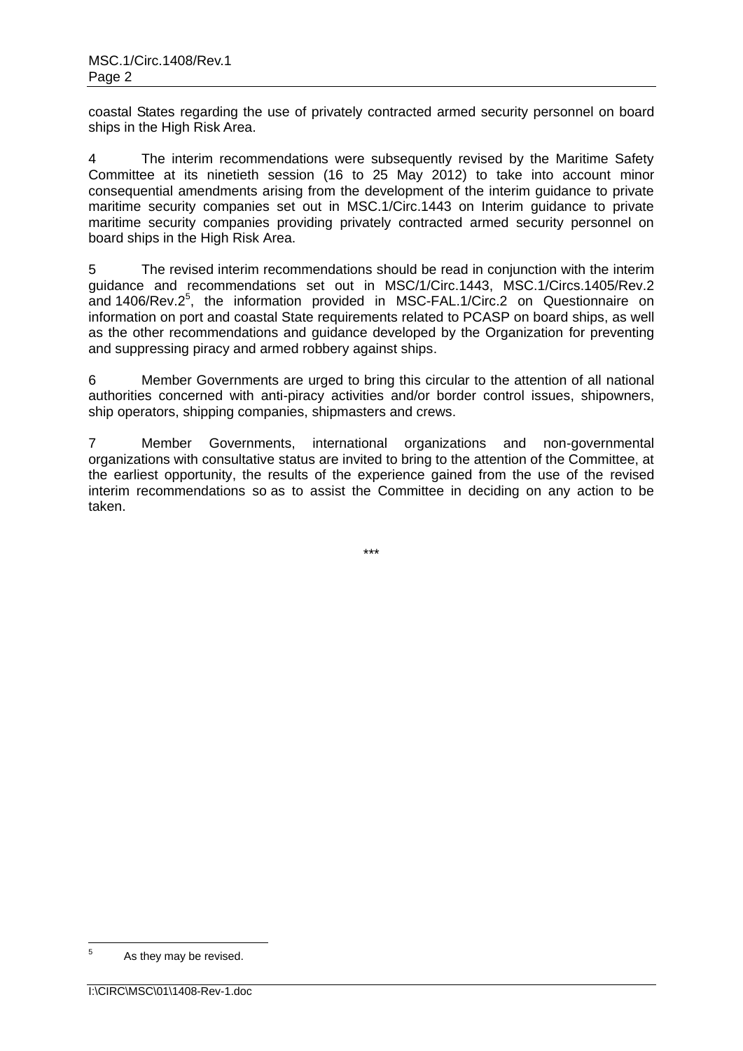coastal States regarding the use of privately contracted armed security personnel on board ships in the High Risk Area.

4 The interim recommendations were subsequently revised by the Maritime Safety Committee at its ninetieth session (16 to 25 May 2012) to take into account minor consequential amendments arising from the development of the interim guidance to private maritime security companies set out in MSC.1/Circ.1443 on Interim guidance to private maritime security companies providing privately contracted armed security personnel on board ships in the High Risk Area.

5 The revised interim recommendations should be read in conjunction with the interim guidance and recommendations set out in MSC/1/Circ.1443, MSC.1/Circs.1405/Rev.2 and 1406/Rev.2[5], the information provided in MSC-FAL.1/Circ.2 on Questionnaire on information on port and coastal State requirements related to PCASP on board ships, as well as the other recommendations and guidance developed by the Organization for preventing and suppressing piracy and armed robbery against ships.

6 Member Governments are urged to bring this circular to the attention of all national authorities concerned with anti-piracy activities and/or border control issues, shipowners, ship operators, shipping companies, shipmasters and crews.

7 Member Governments, international organizations and non-governmental organizations with consultative status are invited to bring to the attention of the Committee, at the earliest opportunity, the results of the experience gained from the use of the revised interim recommendations so as to assist the Committee in deciding on any action to be taken.

\*\*\*

[5] As they may be revised.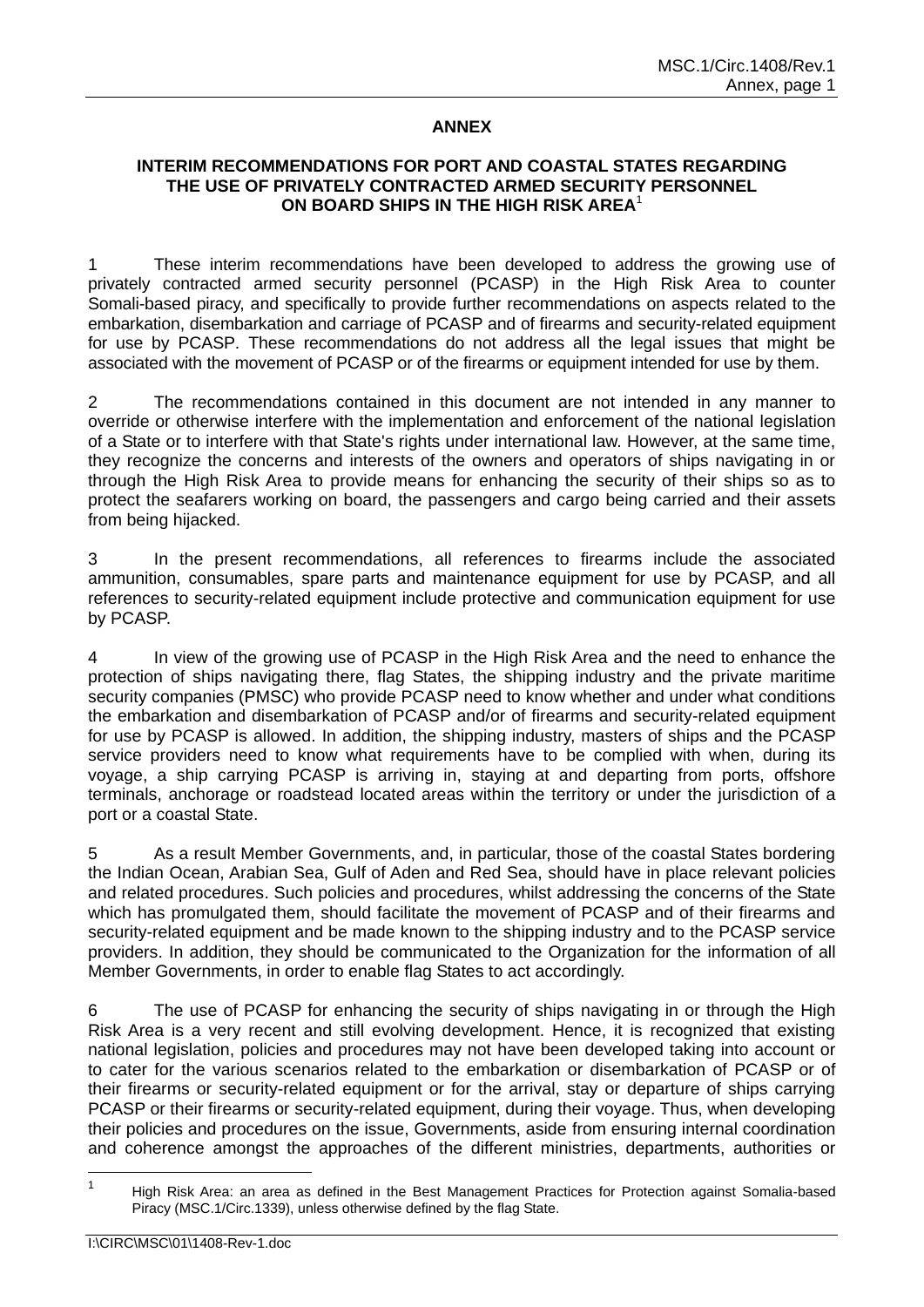**ANNEX**

**INTERIM RECOMMENDATIONS FOR PORT AND COASTAL STATES REGARDING THE USE OF PRIVATELY CONTRACTED ARMED SECURITY PERSONNEL ON BOARD SHIPS IN THE HIGH RISK AREA**[1]

1 These interim recommendations have been developed to address the growing use of privately contracted armed security personnel (PCASP) in the High Risk Area to counter Somali-based piracy, and specifically to provide further recommendations on aspects related to the embarkation, disembarkation and carriage of PCASP and of firearms and security-related equipment for use by PCASP. These recommendations do not address all the legal issues that might be associated with the movement of PCASP or of the firearms or equipment intended for use by them.

2 The recommendations contained in this document are not intended in any manner to override or otherwise interfere with the implementation and enforcement of the national legislation of a State or to interfere with that State's rights under international law. However, at the same time, they recognize the concerns and interests of the owners and operators of ships navigating in or through the High Risk Area to provide means for enhancing the security of their ships so as to protect the seafarers working on board, the passengers and cargo being carried and their assets from being hijacked.

3 In the present recommendations, all references to firearms include the associated ammunition, consumables, spare parts and maintenance equipment for use by PCASP, and all references to security-related equipment include protective and communication equipment for use by PCASP.

4 In view of the growing use of PCASP in the High Risk Area and the need to enhance the protection of ships navigating there, flag States, the shipping industry and the private maritime security companies (PMSC) who provide PCASP need to know whether and under what conditions the embarkation and disembarkation of PCASP and/or of firearms and security-related equipment for use by PCASP is allowed. In addition, the shipping industry, masters of ships and the PCASP service providers need to know what requirements have to be complied with when, during its voyage, a ship carrying PCASP is arriving in, staying at and departing from ports, offshore terminals, anchorage or roadstead located areas within the territory or under the jurisdiction of a port or a coastal State.

5 As a result Member Governments, and, in particular, those of the coastal States bordering the Indian Ocean, Arabian Sea, Gulf of Aden and Red Sea, should have in place relevant policies and related procedures. Such policies and procedures, whilst addressing the concerns of the State which has promulgated them, should facilitate the movement of PCASP and of their firearms and security-related equipment and be made known to the shipping industry and to the PCASP service providers. In addition, they should be communicated to the Organization for the information of all Member Governments, in order to enable flag States to act accordingly.

6 The use of PCASP for enhancing the security of ships navigating in or through the High Risk Area is a very recent and still evolving development. Hence, it is recognized that existing national legislation, policies and procedures may not have been developed taking into account or to cater for the various scenarios related to the embarkation or disembarkation of PCASP or of their firearms or security-related equipment or for the arrival, stay or departure of ships carrying PCASP or their firearms or security-related equipment, during their voyage. Thus, when developing their policies and procedures on the issue, Governments, aside from ensuring internal coordination and coherence amongst the approaches of the different ministries, departments, authorities or

---

[1] High Risk Area: an area as defined in the Best Management Practices for Protection against Somalia-based Piracy (MSC.1/Circ.1339), unless otherwise defined by the flag State.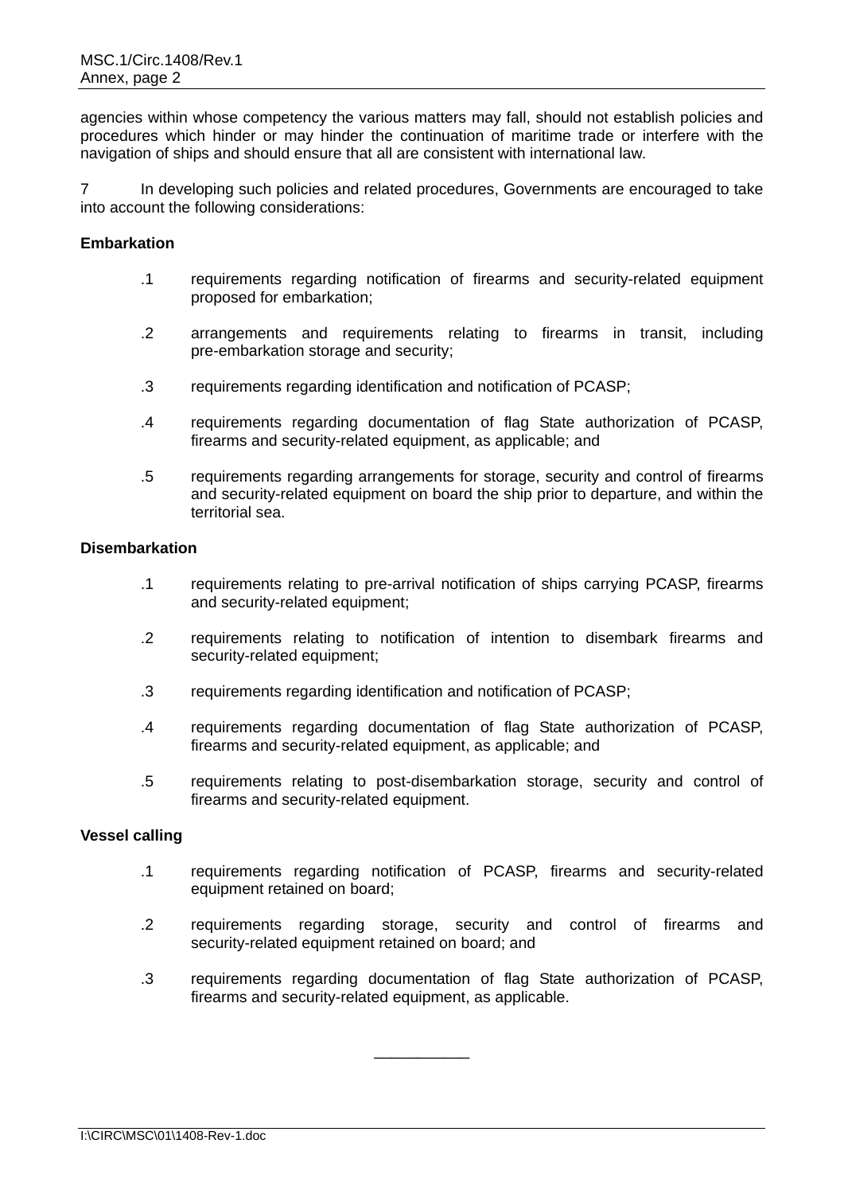agencies within whose competency the various matters may fall, should not establish policies and procedures which hinder or may hinder the continuation of maritime trade or interfere with the navigation of ships and should ensure that all are consistent with international law.

7 In developing such policies and related procedures, Governments are encouraged to take into account the following considerations:

**Embarkation**

.1 requirements regarding notification of firearms and security-related equipment proposed for embarkation;

.2 arrangements and requirements relating to firearms in transit, including pre-embarkation storage and security;

.3 requirements regarding identification and notification of PCASP;

.4 requirements regarding documentation of flag State authorization of PCASP, firearms and security-related equipment, as applicable; and

.5 requirements regarding arrangements for storage, security and control of firearms and security-related equipment on board the ship prior to departure, and within the territorial sea.

**Disembarkation**

.1 requirements relating to pre-arrival notification of ships carrying PCASP, firearms and security-related equipment;

.2 requirements relating to notification of intention to disembark firearms and security-related equipment;

.3 requirements regarding identification and notification of PCASP;

.4 requirements regarding documentation of flag State authorization of PCASP, firearms and security-related equipment, as applicable; and

.5 requirements relating to post-disembarkation storage, security and control of firearms and security-related equipment.

**Vessel calling**

.1 requirements regarding notification of PCASP, firearms and security-related equipment retained on board;

.2 requirements regarding storage, security and control of firearms and security-related equipment retained on board; and

.3 requirements regarding documentation of flag State authorization of PCASP, firearms and security-related equipment, as applicable.

___________